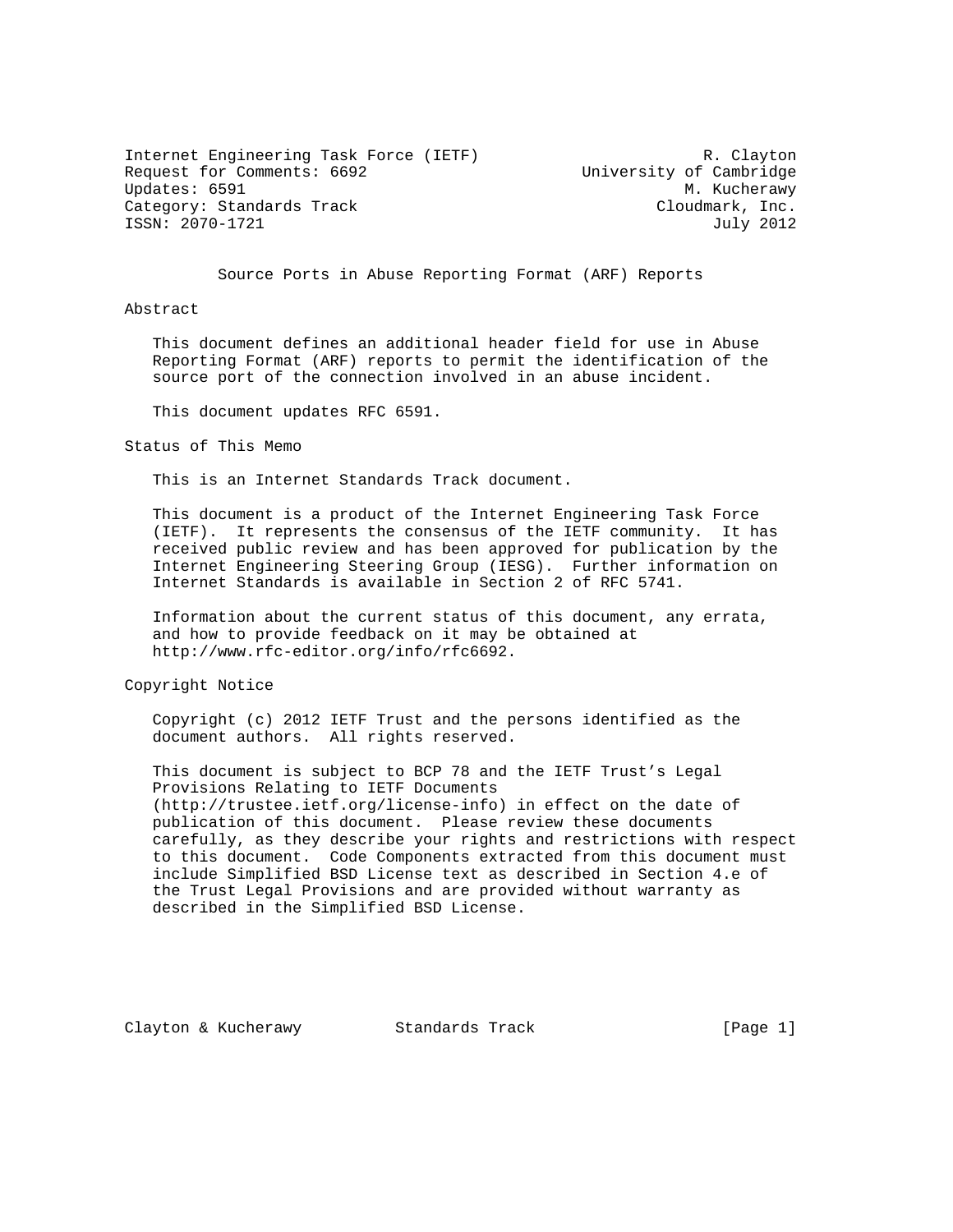Internet Engineering Task Force (IETF) R. Clayton
Request for Comments: 6692 University of Cambridge
Updates: 6591 M. Kucherawy
Category: Standards Track Cloudmark, Inc.
ISSN: 2070-1721 July 2012

# Source Ports in Abuse Reporting Format (ARF) Reports

## Abstract

This document defines an additional header field for use in Abuse Reporting Format (ARF) reports to permit the identification of the source port of the connection involved in an abuse incident.

This document updates RFC 6591.

## Status of This Memo

This is an Internet Standards Track document.

This document is a product of the Internet Engineering Task Force (IETF). It represents the consensus of the IETF community. It has received public review and has been approved for publication by the Internet Engineering Steering Group (IESG). Further information on Internet Standards is available in Section 2 of RFC 5741.

Information about the current status of this document, any errata, and how to provide feedback on it may be obtained at http://www.rfc-editor.org/info/rfc6692.

## Copyright Notice

Copyright (c) 2012 IETF Trust and the persons identified as the document authors. All rights reserved.

This document is subject to BCP 78 and the IETF Trust's Legal Provisions Relating to IETF Documents (http://trustee.ietf.org/license-info) in effect on the date of publication of this document. Please review these documents carefully, as they describe your rights and restrictions with respect to this document. Code Components extracted from this document must include Simplified BSD License text as described in Section 4.e of the Trust Legal Provisions and are provided without warranty as described in the Simplified BSD License.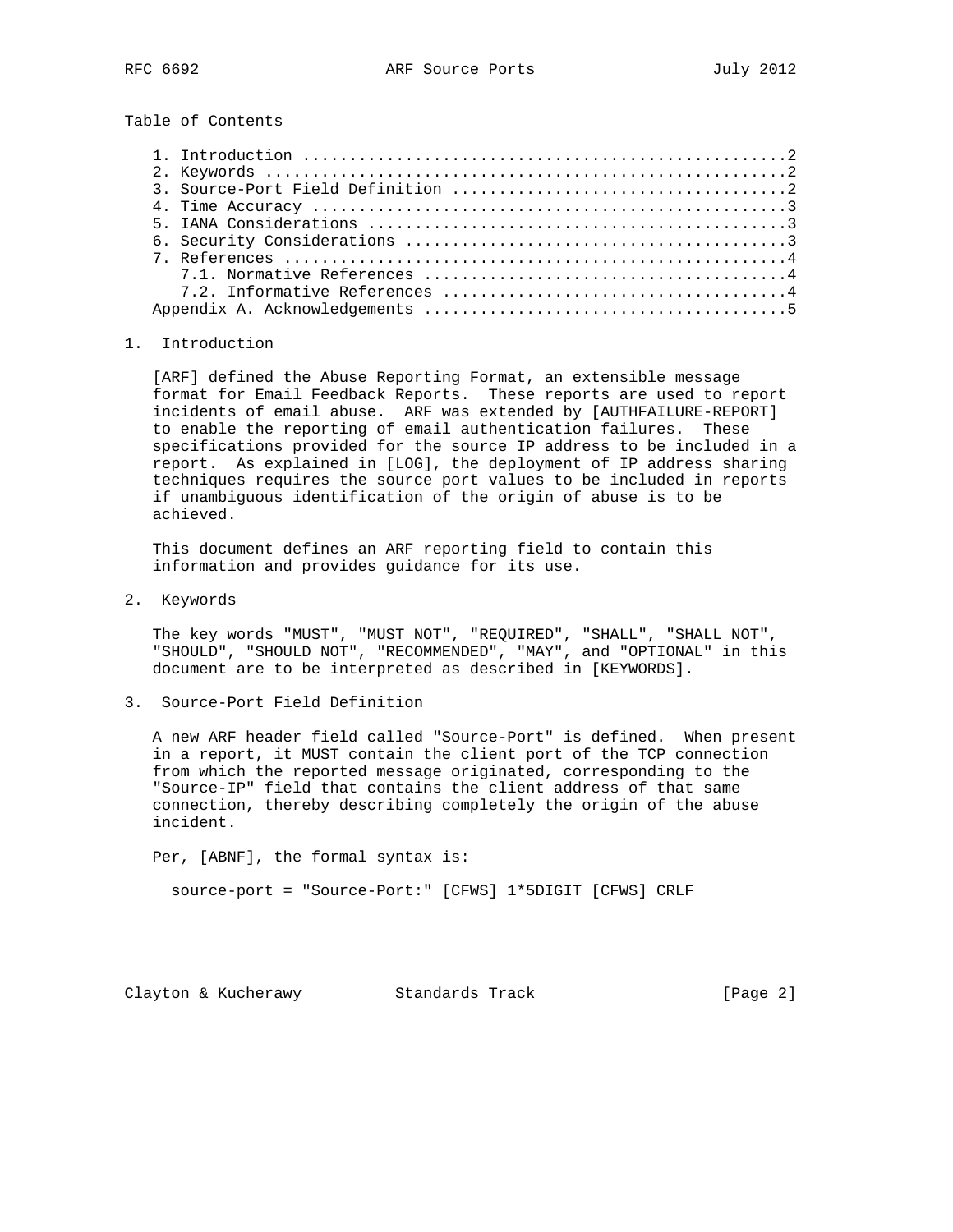Table of Contents

1. Introduction ....................................................2
2. Keywords ........................................................2
3. Source-Port Field Definition ....................................2
4. Time Accuracy ...................................................3
5. IANA Considerations .............................................3
6. Security Considerations .........................................3
7. References ......................................................4
   7.1. Normative References .......................................4
   7.2. Informative References .....................................4
Appendix A. Acknowledgements .......................................5

## 1. Introduction

[ARF] defined the Abuse Reporting Format, an extensible message format for Email Feedback Reports. These reports are used to report incidents of email abuse. ARF was extended by [AUTHFAILURE-REPORT] to enable the reporting of email authentication failures. These specifications provided for the source IP address to be included in a report. As explained in [LOG], the deployment of IP address sharing techniques requires the source port values to be included in reports if unambiguous identification of the origin of abuse is to be achieved.

This document defines an ARF reporting field to contain this information and provides guidance for its use.

## 2. Keywords

The key words "MUST", "MUST NOT", "REQUIRED", "SHALL", "SHALL NOT", "SHOULD", "SHOULD NOT", "RECOMMENDED", "MAY", and "OPTIONAL" in this document are to be interpreted as described in [KEYWORDS].

## 3. Source-Port Field Definition

A new ARF header field called "Source-Port" is defined. When present in a report, it MUST contain the client port of the TCP connection from which the reported message originated, corresponding to the "Source-IP" field that contains the client address of that same connection, thereby describing completely the origin of the abuse incident.

Per, [ABNF], the formal syntax is:

```
source-port = "Source-Port:" [CFWS] 1*5DIGIT [CFWS] CRLF
```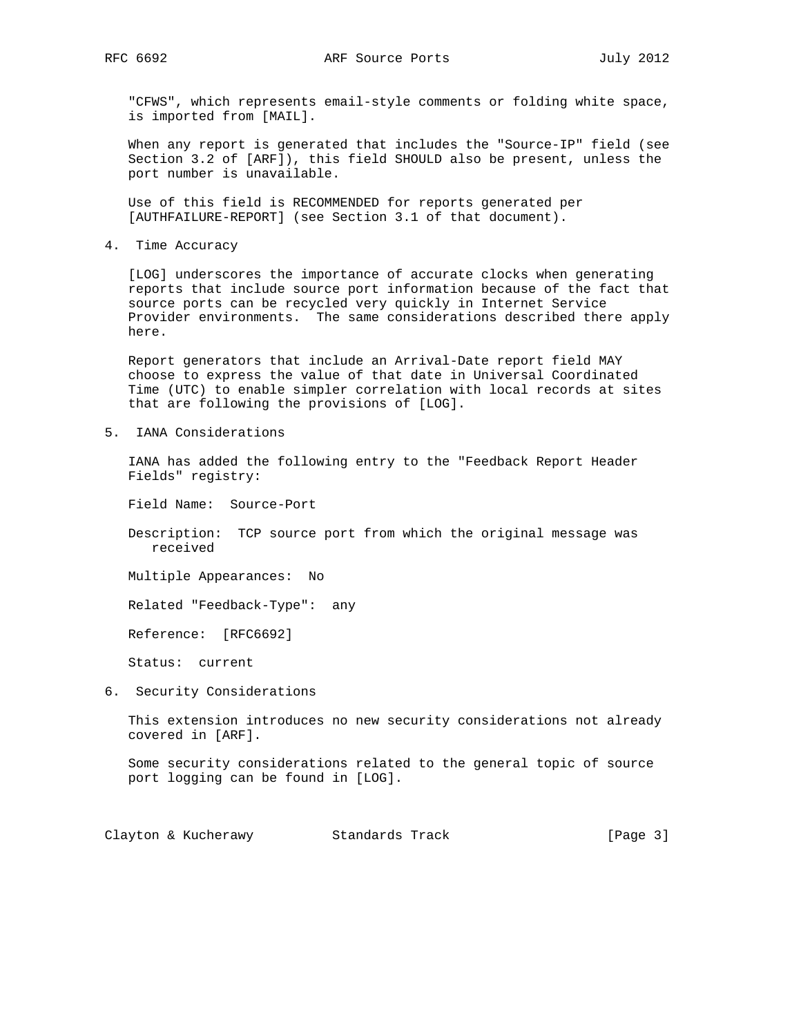"CFWS", which represents email-style comments or folding white space, is imported from [MAIL].

When any report is generated that includes the "Source-IP" field (see Section 3.2 of [ARF]), this field SHOULD also be present, unless the port number is unavailable.

Use of this field is RECOMMENDED for reports generated per [AUTHFAILURE-REPORT] (see Section 3.1 of that document).

## 4. Time Accuracy

[LOG] underscores the importance of accurate clocks when generating reports that include source port information because of the fact that source ports can be recycled very quickly in Internet Service Provider environments. The same considerations described there apply here.

Report generators that include an Arrival-Date report field MAY choose to express the value of that date in Universal Coordinated Time (UTC) to enable simpler correlation with local records at sites that are following the provisions of [LOG].

## 5. IANA Considerations

IANA has added the following entry to the "Feedback Report Header Fields" registry:

Field Name: Source-Port

Description: TCP source port from which the original message was received

Multiple Appearances: No

Related "Feedback-Type": any

Reference: [RFC6692]

Status: current

## 6. Security Considerations

This extension introduces no new security considerations not already covered in [ARF].

Some security considerations related to the general topic of source port logging can be found in [LOG].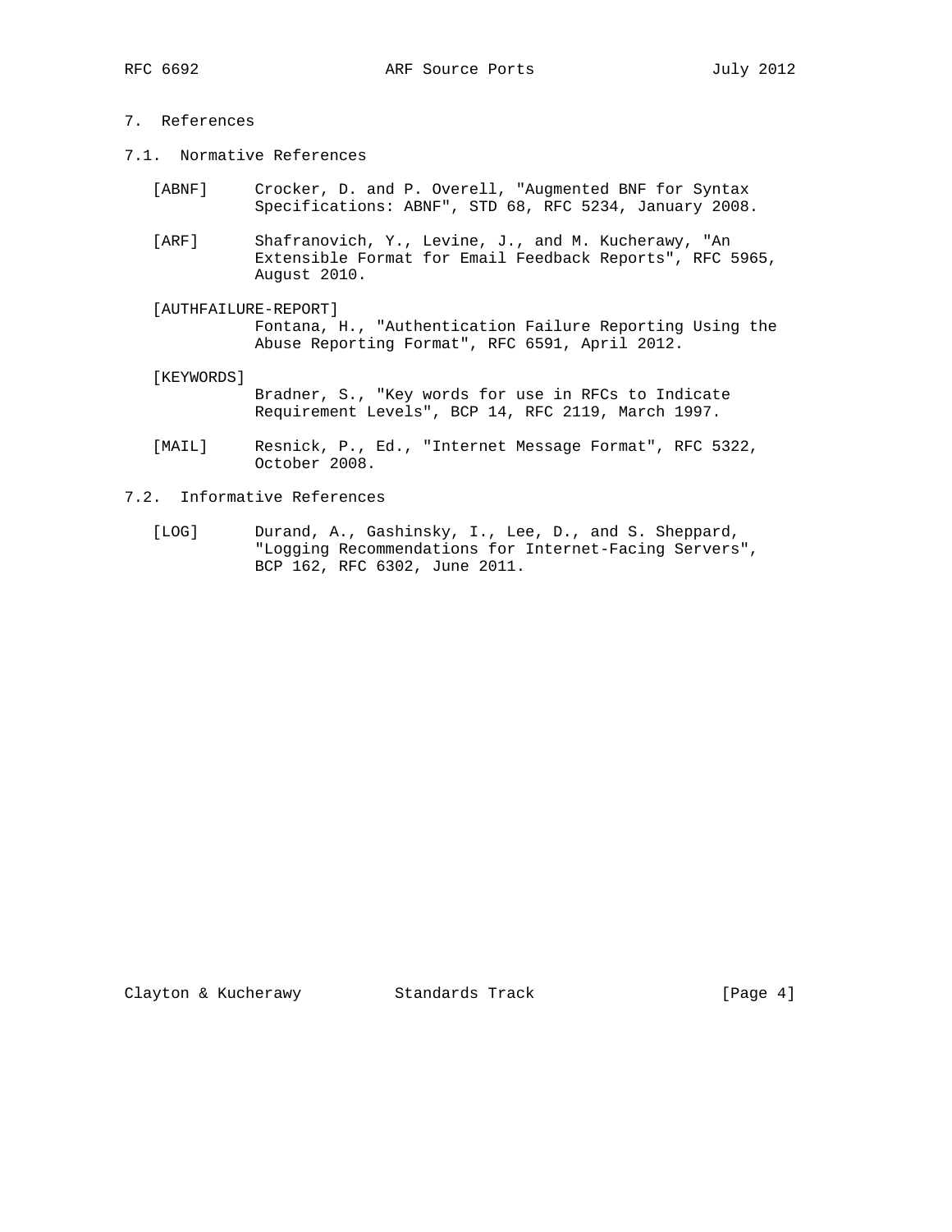# 7. References

## 7.1. Normative References

[ABNF] Crocker, D. and P. Overell, "Augmented BNF for Syntax Specifications: ABNF", STD 68, RFC 5234, January 2008.

[ARF] Shafranovich, Y., Levine, J., and M. Kucherawy, "An Extensible Format for Email Feedback Reports", RFC 5965, August 2010.

[AUTHFAILURE-REPORT] Fontana, H., "Authentication Failure Reporting Using the Abuse Reporting Format", RFC 6591, April 2012.

[KEYWORDS] Bradner, S., "Key words for use in RFCs to Indicate Requirement Levels", BCP 14, RFC 2119, March 1997.

[MAIL] Resnick, P., Ed., "Internet Message Format", RFC 5322, October 2008.

## 7.2. Informative References

[LOG] Durand, A., Gashinsky, I., Lee, D., and S. Sheppard, "Logging Recommendations for Internet-Facing Servers", BCP 162, RFC 6302, June 2011.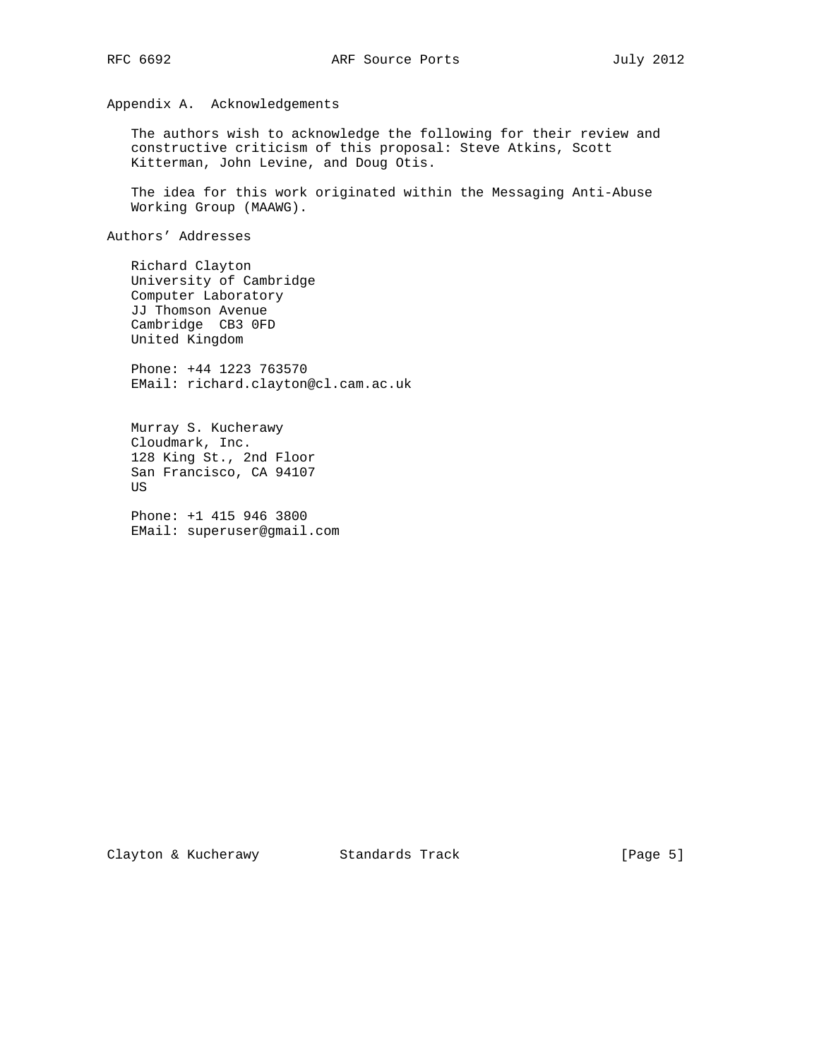## Appendix A. Acknowledgements

The authors wish to acknowledge the following for their review and constructive criticism of this proposal: Steve Atkins, Scott Kitterman, John Levine, and Doug Otis.

The idea for this work originated within the Messaging Anti-Abuse Working Group (MAAWG).

## Authors' Addresses

Richard Clayton
University of Cambridge
Computer Laboratory
JJ Thomson Avenue
Cambridge  CB3 0FD
United Kingdom

Phone: +44 1223 763570
EMail: richard.clayton@cl.cam.ac.uk

Murray S. Kucherawy
Cloudmark, Inc.
128 King St., 2nd Floor
San Francisco, CA 94107
US

Phone: +1 415 946 3800
EMail: superuser@gmail.com